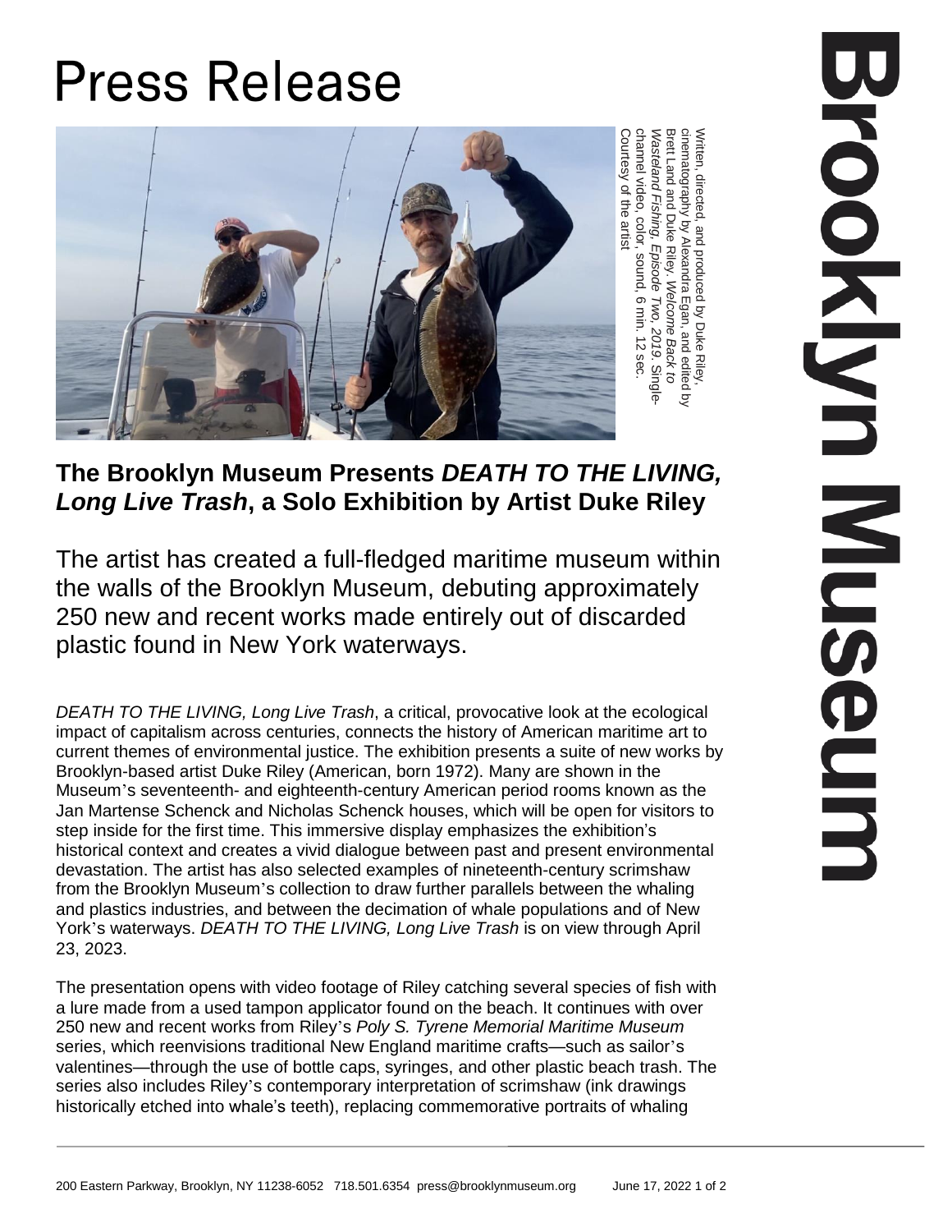# Press Release

Written, directed, and produced by Duke Riley, cinematography by Alexandra Egan, and edited by Brett Land and Duke Riley. *Welcome Back to Wasteland Fishing, Episode Two*, 2019. Single-channel video, color, sound, 6 min. 12 sec. Courtesy of the artist

## The Brooklyn Museum Presents *DEATH TO THE LIVING, Long Live Trash*, a Solo Exhibition by Artist Duke Riley

The artist has created a full-fledged maritime museum within the walls of the Brooklyn Museum, debuting approximately 250 new and recent works made entirely out of discarded plastic found in New York waterways.

*DEATH TO THE LIVING, Long Live Trash*, a critical, provocative look at the ecological impact of capitalism across centuries, connects the history of American maritime art to current themes of environmental justice. The exhibition presents a suite of new works by Brooklyn-based artist Duke Riley (American, born 1972). Many are shown in the Museum's seventeenth- and eighteenth-century American period rooms known as the Jan Martense Schenck and Nicholas Schenck houses, which will be open for visitors to step inside for the first time. This immersive display emphasizes the exhibition's historical context and creates a vivid dialogue between past and present environmental devastation. The artist has also selected examples of nineteenth-century scrimshaw from the Brooklyn Museum's collection to draw further parallels between the whaling and plastics industries, and between the decimation of whale populations and of New York's waterways. *DEATH TO THE LIVING, Long Live Trash* is on view through April 23, 2023.

The presentation opens with video footage of Riley catching several species of fish with a lure made from a used tampon applicator found on the beach. It continues with over 250 new and recent works from Riley's *Poly S. Tyrene Memorial Maritime Museum* series, which reenvisions traditional New England maritime crafts—such as sailor's valentines—through the use of bottle caps, syringes, and other plastic beach trash. The series also includes Riley's contemporary interpretation of scrimshaw (ink drawings historically etched into whale's teeth), replacing commemorative portraits of whaling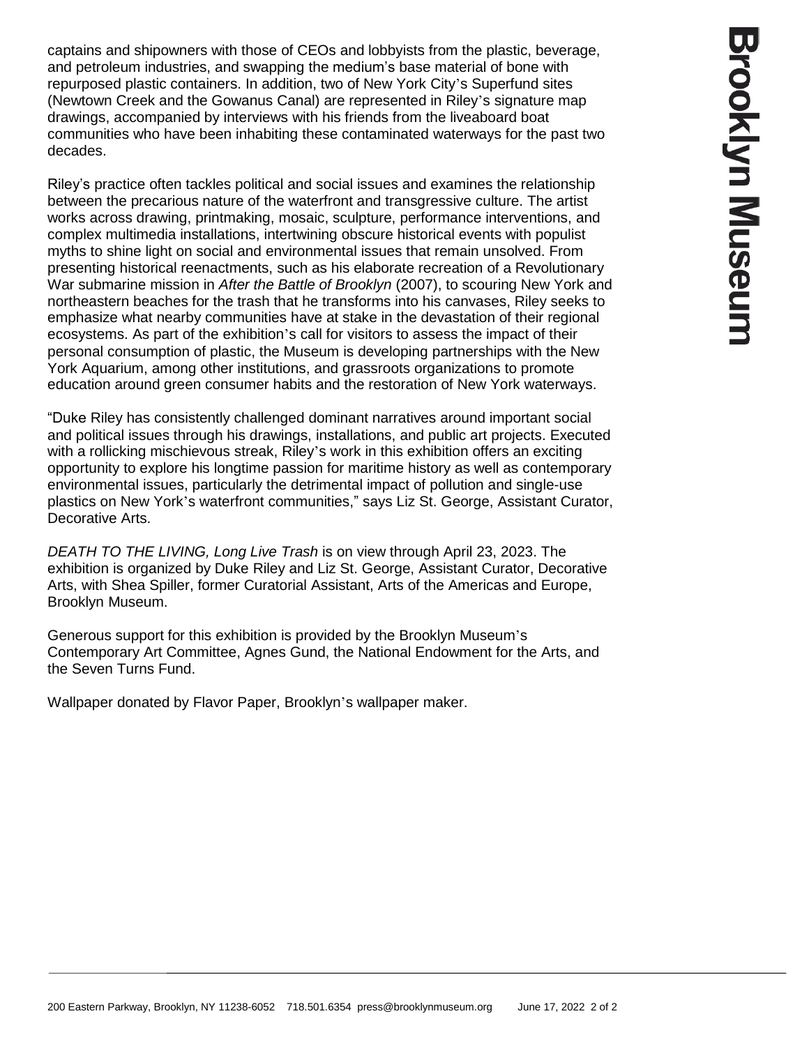captains and shipowners with those of CEOs and lobbyists from the plastic, beverage, and petroleum industries, and swapping the medium's base material of bone with repurposed plastic containers. In addition, two of New York City's Superfund sites (Newtown Creek and the Gowanus Canal) are represented in Riley's signature map drawings, accompanied by interviews with his friends from the liveaboard boat communities who have been inhabiting these contaminated waterways for the past two decades.

Riley's practice often tackles political and social issues and examines the relationship between the precarious nature of the waterfront and transgressive culture. The artist works across drawing, printmaking, mosaic, sculpture, performance interventions, and complex multimedia installations, intertwining obscure historical events with populist myths to shine light on social and environmental issues that remain unsolved. From presenting historical reenactments, such as his elaborate recreation of a Revolutionary War submarine mission in *After the Battle of Brooklyn* (2007), to scouring New York and northeastern beaches for the trash that he transforms into his canvases, Riley seeks to emphasize what nearby communities have at stake in the devastation of their regional ecosystems. As part of the exhibition's call for visitors to assess the impact of their personal consumption of plastic, the Museum is developing partnerships with the New York Aquarium, among other institutions, and grassroots organizations to promote education around green consumer habits and the restoration of New York waterways.

"Duke Riley has consistently challenged dominant narratives around important social and political issues through his drawings, installations, and public art projects. Executed with a rollicking mischievous streak, Riley's work in this exhibition offers an exciting opportunity to explore his longtime passion for maritime history as well as contemporary environmental issues, particularly the detrimental impact of pollution and single-use plastics on New York's waterfront communities," says Liz St. George, Assistant Curator, Decorative Arts.

*DEATH TO THE LIVING, Long Live Trash* is on view through April 23, 2023. The exhibition is organized by Duke Riley and Liz St. George, Assistant Curator, Decorative Arts, with Shea Spiller, former Curatorial Assistant, Arts of the Americas and Europe, Brooklyn Museum.

Generous support for this exhibition is provided by the Brooklyn Museum's Contemporary Art Committee, Agnes Gund, the National Endowment for the Arts, and the Seven Turns Fund.

Wallpaper donated by Flavor Paper, Brooklyn's wallpaper maker.